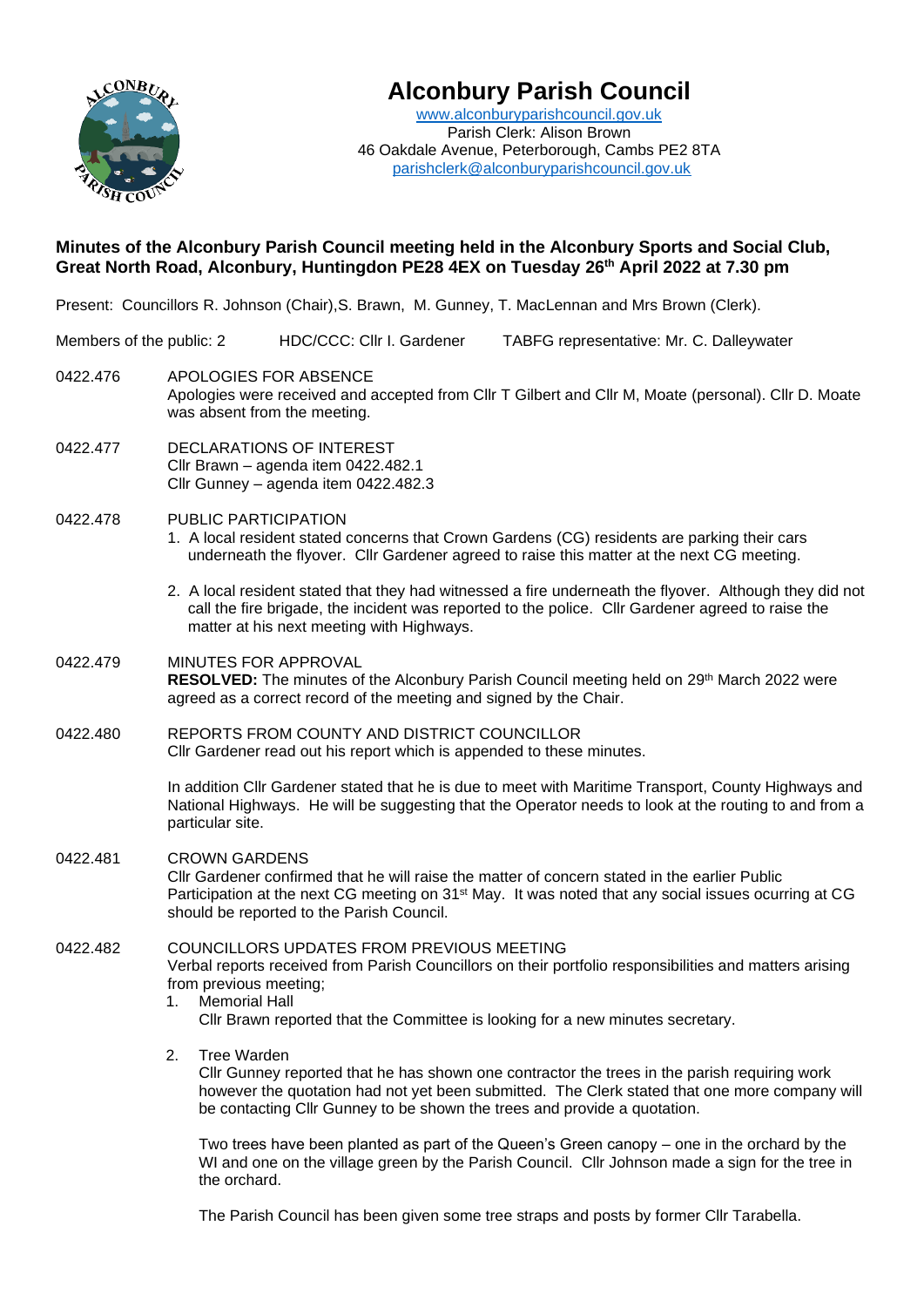# Alconbury Parish Council

www.alconburyparishcouncil.gov.uk
Parish Clerk: Alison Brown
46 Oakdale Avenue, Peterborough, Cambs PE2 8TA
parishclerk@alconburyparishcouncil.gov.uk

## Minutes of the Alconbury Parish Council meeting held in the Alconbury Sports and Social Club, Great North Road, Alconbury, Huntingdon PE28 4EX on Tuesday 26th April 2022 at 7.30 pm

Present: Councillors R. Johnson (Chair),S. Brawn, M. Gunney, T. MacLennan and Mrs Brown (Clerk).

Members of the public: 2 HDC/CCC: Cllr I. Gardener TABFG representative: Mr. C. Dalleywater

0422.476 APOLOGIES FOR ABSENCE
Apologies were received and accepted from Cllr T Gilbert and Cllr M, Moate (personal). Cllr D. Moate was absent from the meeting.

0422.477 DECLARATIONS OF INTEREST
Cllr Brawn – agenda item 0422.482.1
Cllr Gunney – agenda item 0422.482.3

0422.478 PUBLIC PARTICIPATION

1. A local resident stated concerns that Crown Gardens (CG) residents are parking their cars underneath the flyover. Cllr Gardener agreed to raise this matter at the next CG meeting.
2. A local resident stated that they had witnessed a fire underneath the flyover. Although they did not call the fire brigade, the incident was reported to the police. Cllr Gardener agreed to raise the matter at his next meeting with Highways.

0422.479 MINUTES FOR APPROVAL
**RESOLVED:** The minutes of the Alconbury Parish Council meeting held on 29th March 2022 were agreed as a correct record of the meeting and signed by the Chair.

0422.480 REPORTS FROM COUNTY AND DISTRICT COUNCILLOR
Cllr Gardener read out his report which is appended to these minutes.

In addition Cllr Gardener stated that he is due to meet with Maritime Transport, County Highways and National Highways. He will be suggesting that the Operator needs to look at the routing to and from a particular site.

0422.481 CROWN GARDENS
Cllr Gardener confirmed that he will raise the matter of concern stated in the earlier Public Participation at the next CG meeting on 31st May. It was noted that any social issues ocurring at CG should be reported to the Parish Council.

0422.482 COUNCILLORS UPDATES FROM PREVIOUS MEETING
Verbal reports received from Parish Councillors on their portfolio responsibilities and matters arising from previous meeting;

1. Memorial Hall
   Cllr Brawn reported that the Committee is looking for a new minutes secretary.

2. Tree Warden
   Cllr Gunney reported that he has shown one contractor the trees in the parish requiring work however the quotation had not yet been submitted. The Clerk stated that one more company will be contacting Cllr Gunney to be shown the trees and provide a quotation.

   Two trees have been planted as part of the Queen's Green canopy – one in the orchard by the WI and one on the village green by the Parish Council. Cllr Johnson made a sign for the tree in the orchard.

   The Parish Council has been given some tree straps and posts by former Cllr Tarabella.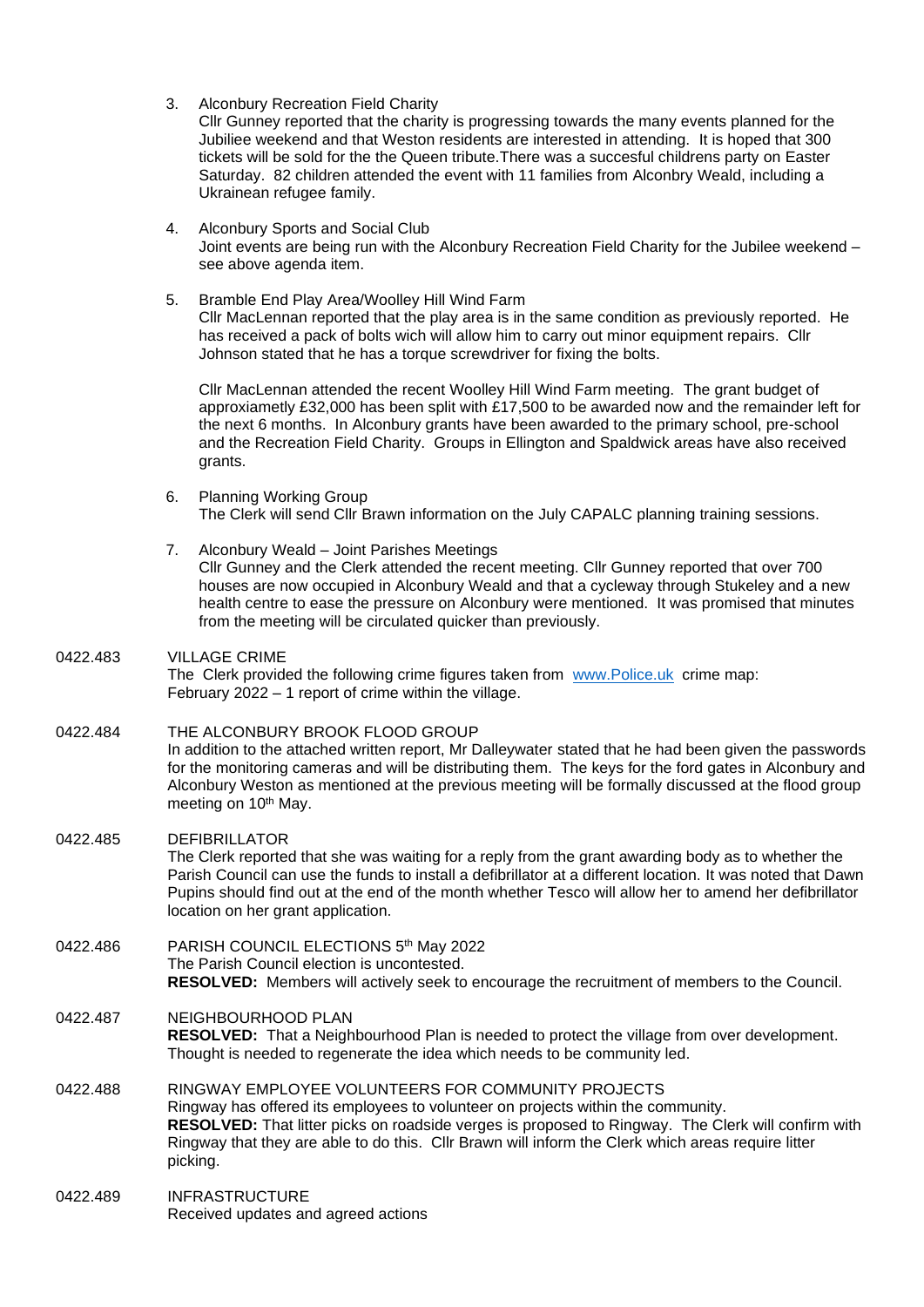3. Alconbury Recreation Field Charity
   Cllr Gunney reported that the charity is progressing towards the many events planned for the Jubiliee weekend and that Weston residents are interested in attending. It is hoped that 300 tickets will be sold for the the Queen tribute.There was a succesful childrens party on Easter Saturday. 82 children attended the event with 11 families from Alconbry Weald, including a Ukrainean refugee family.

4. Alconbury Sports and Social Club
   Joint events are being run with the Alconbury Recreation Field Charity for the Jubilee weekend – see above agenda item.

5. Bramble End Play Area/Woolley Hill Wind Farm
   Cllr MacLennan reported that the play area is in the same condition as previously reported. He has received a pack of bolts wich will allow him to carry out minor equipment repairs. Cllr Johnson stated that he has a torque screwdriver for fixing the bolts.

   Cllr MacLennan attended the recent Woolley Hill Wind Farm meeting. The grant budget of approxiametly £32,000 has been split with £17,500 to be awarded now and the remainder left for the next 6 months. In Alconbury grants have been awarded to the primary school, pre-school and the Recreation Field Charity. Groups in Ellington and Spaldwick areas have also received grants.

6. Planning Working Group
   The Clerk will send Cllr Brawn information on the July CAPALC planning training sessions.

7. Alconbury Weald – Joint Parishes Meetings
   Cllr Gunney and the Clerk attended the recent meeting. Cllr Gunney reported that over 700 houses are now occupied in Alconbury Weald and that a cycleway through Stukeley and a new health centre to ease the pressure on Alconbury were mentioned. It was promised that minutes from the meeting will be circulated quicker than previously.

0422.483 VILLAGE CRIME
The Clerk provided the following crime figures taken from www.Police.uk crime map:
February 2022 – 1 report of crime within the village.

0422.484 THE ALCONBURY BROOK FLOOD GROUP
In addition to the attached written report, Mr Dalleywater stated that he had been given the passwords for the monitoring cameras and will be distributing them. The keys for the ford gates in Alconbury and Alconbury Weston as mentioned at the previous meeting will be formally discussed at the flood group meeting on 10th May.

0422.485 DEFIBRILLATOR
The Clerk reported that she was waiting for a reply from the grant awarding body as to whether the Parish Council can use the funds to install a defibrillator at a different location. It was noted that Dawn Pupins should find out at the end of the month whether Tesco will allow her to amend her defibrillator location on her grant application.

0422.486 PARISH COUNCIL ELECTIONS 5th May 2022
The Parish Council election is uncontested.
**RESOLVED:** Members will actively seek to encourage the recruitment of members to the Council.

0422.487 NEIGHBOURHOOD PLAN
**RESOLVED:** That a Neighbourhood Plan is needed to protect the village from over development. Thought is needed to regenerate the idea which needs to be community led.

0422.488 RINGWAY EMPLOYEE VOLUNTEERS FOR COMMUNITY PROJECTS
Ringway has offered its employees to volunteer on projects within the community.
**RESOLVED:** That litter picks on roadside verges is proposed to Ringway. The Clerk will confirm with Ringway that they are able to do this. Cllr Brawn will inform the Clerk which areas require litter picking.

0422.489 INFRASTRUCTURE
Received updates and agreed actions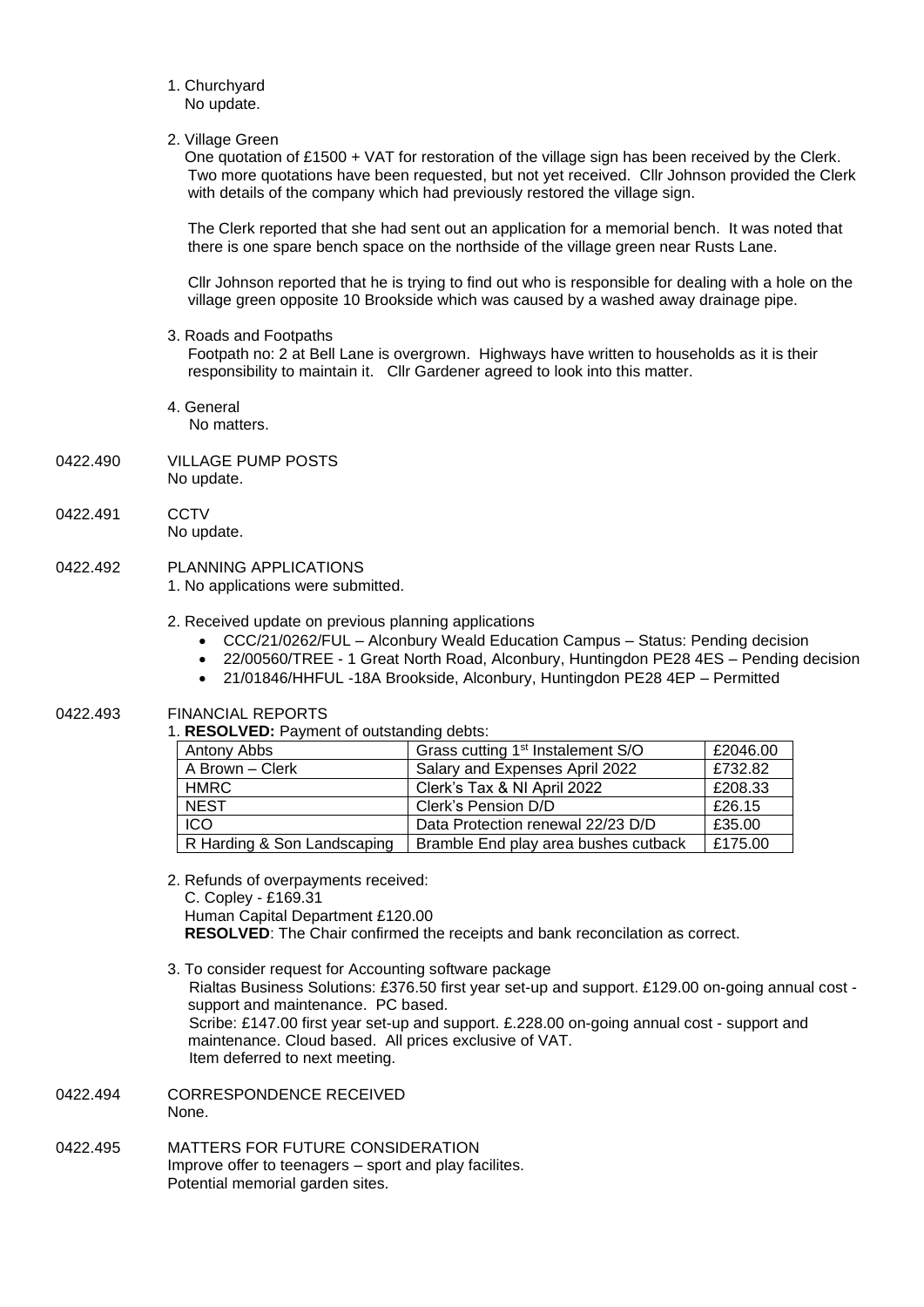1. Churchyard
   No update.

2. Village Green
   One quotation of £1500 + VAT for restoration of the village sign has been received by the Clerk. Two more quotations have been requested, but not yet received. Cllr Johnson provided the Clerk with details of the company which had previously restored the village sign.

   The Clerk reported that she had sent out an application for a memorial bench. It was noted that there is one spare bench space on the northside of the village green near Rusts Lane.

   Cllr Johnson reported that he is trying to find out who is responsible for dealing with a hole on the village green opposite 10 Brookside which was caused by a washed away drainage pipe.

3. Roads and Footpaths
   Footpath no: 2 at Bell Lane is overgrown. Highways have written to households as it is their responsibility to maintain it. Cllr Gardener agreed to look into this matter.

4. General
   No matters.

0422.490 VILLAGE PUMP POSTS
No update.

0422.491 CCTV
No update.

0422.492 PLANNING APPLICATIONS
1. No applications were submitted.

2. Received update on previous planning applications
- CCC/21/0262/FUL – Alconbury Weald Education Campus – Status: Pending decision
- 22/00560/TREE - 1 Great North Road, Alconbury, Huntingdon PE28 4ES – Pending decision
- 21/01846/HHFUL -18A Brookside, Alconbury, Huntingdon PE28 4EP – Permitted

0422.493 FINANCIAL REPORTS
1. **RESOLVED:** Payment of outstanding debts:

| Antony Abbs | Grass cutting 1st Instalement S/O | £2046.00 |
|---|---|---|
| A Brown – Clerk | Salary and Expenses April 2022 | £732.82 |
| HMRC | Clerk's Tax & NI April 2022 | £208.33 |
| NEST | Clerk's Pension D/D | £26.15 |
| ICO | Data Protection renewal 22/23 D/D | £35.00 |
| R Harding & Son Landscaping | Bramble End play area bushes cutback | £175.00 |

2. Refunds of overpayments received:
   C. Copley - £169.31
   Human Capital Department £120.00
   **RESOLVED**: The Chair confirmed the receipts and bank reconcilation as correct.

3. To consider request for Accounting software package
   Rialtas Business Solutions: £376.50 first year set-up and support. £129.00 on-going annual cost - support and maintenance. PC based.
   Scribe: £147.00 first year set-up and support. £.228.00 on-going annual cost - support and maintenance. Cloud based. All prices exclusive of VAT.
   Item deferred to next meeting.

0422.494 CORRESPONDENCE RECEIVED
None.

0422.495 MATTERS FOR FUTURE CONSIDERATION
Improve offer to teenagers – sport and play facilites.
Potential memorial garden sites.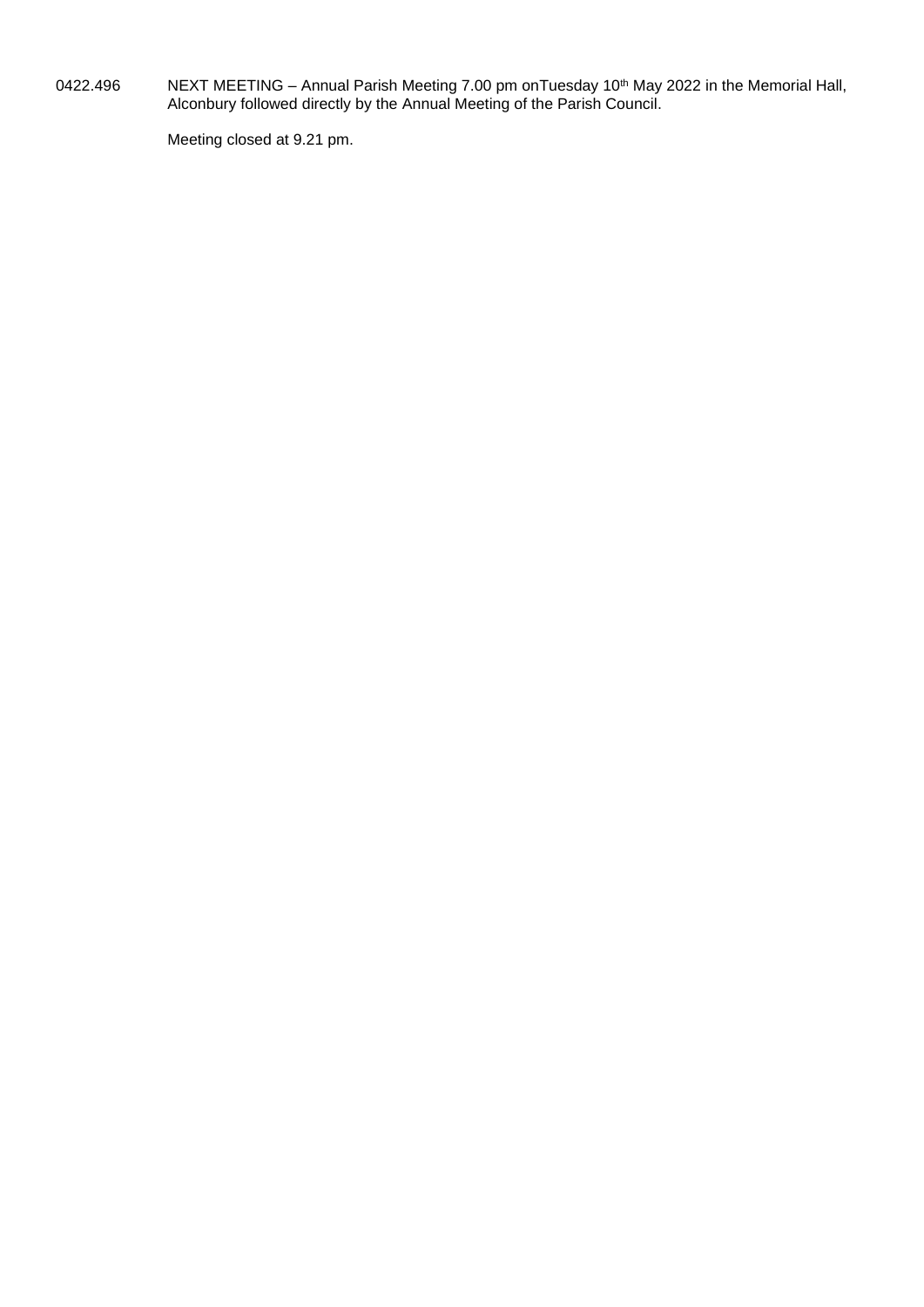0422.496 NEXT MEETING – Annual Parish Meeting 7.00 pm onTuesday 10th May 2022 in the Memorial Hall, Alconbury followed directly by the Annual Meeting of the Parish Council.

Meeting closed at 9.21 pm.